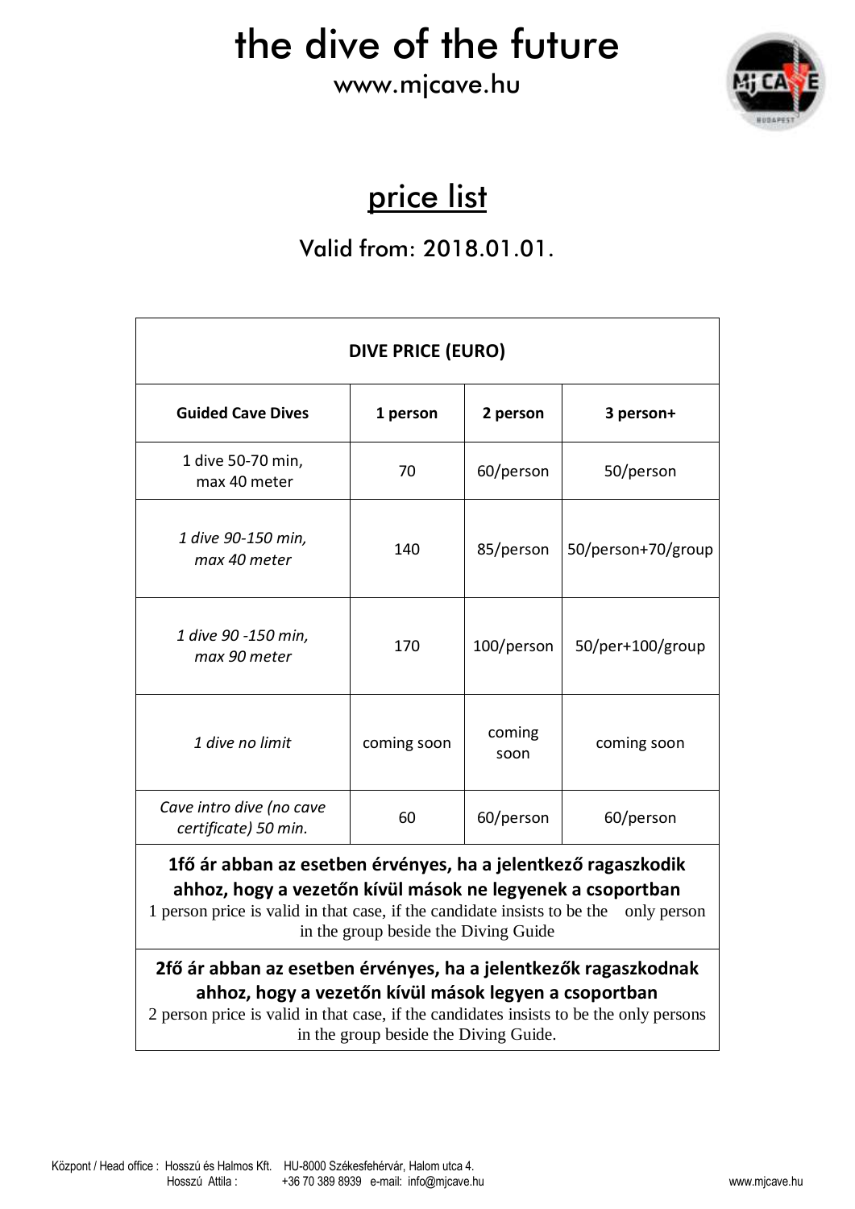# the dive of the future

www.mjcave.hu

## price list

Valid from: 2018.01.01.

| DIVE PRICE (EURO) | | | |
|---|---|---|---|
| **Guided Cave Dives** | **1 person** | **2 person** | **3 person+** |
| 1 dive 50-70 min, max 40 meter | 70 | 60/person | 50/person |
| *1 dive 90-150 min, max 40 meter* | 140 | 85/person | 50/person+70/group |
| *1 dive 90 -150 min, max 90 meter* | 170 | 100/person | 50/per+100/group |
| *1 dive no limit* | coming soon | coming soon | coming soon |
| *Cave intro dive (no cave certificate) 50 min.* | 60 | 60/person | 60/person |

**1fő ár abban az esetben érvényes, ha a jelentkező ragaszkodik ahhoz, hogy a vezetőn kívül mások ne legyenek a csoportban**

1 person price is valid in that case, if the candidate insists to be the only person in the group beside the Diving Guide

**2fő ár abban az esetben érvényes, ha a jelentkezők ragaszkodnak ahhoz, hogy a vezetőn kívül mások legyen a csoportban**

2 person price is valid in that case, if the candidates insists to be the only persons in the group beside the Diving Guide.

Központ / Head office : Hosszú és Halmos Kft. HU-8000 Székesfehérvár, Halom utca 4.
Hosszú Attila : +36 70 389 8939 e-mail: info@mjcave.hu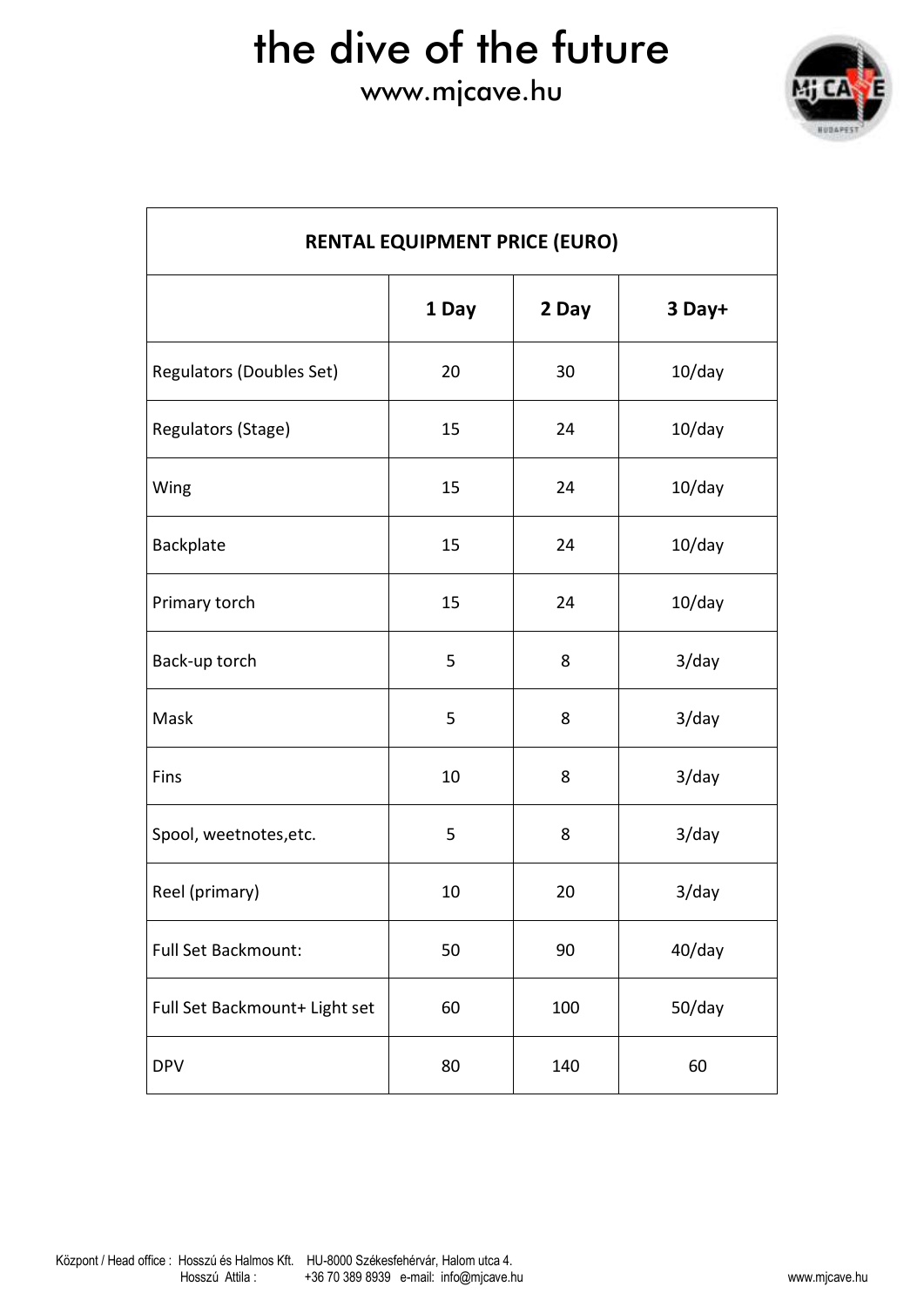# the dive of the future

www.mjcave.hu

| RENTAL EQUIPMENT PRICE (EURO) | | | |
|---|---|---|---|
| | **1 Day** | **2 Day** | **3 Day+** |
| Regulators (Doubles Set) | 20 | 30 | 10/day |
| Regulators (Stage) | 15 | 24 | 10/day |
| Wing | 15 | 24 | 10/day |
| Backplate | 15 | 24 | 10/day |
| Primary torch | 15 | 24 | 10/day |
| Back-up torch | 5 | 8 | 3/day |
| Mask | 5 | 8 | 3/day |
| Fins | 10 | 8 | 3/day |
| Spool, weetnotes,etc. | 5 | 8 | 3/day |
| Reel (primary) | 10 | 20 | 3/day |
| Full Set Backmount: | 50 | 90 | 40/day |
| Full Set Backmount+ Light set | 60 | 100 | 50/day |
| DPV | 80 | 140 | 60 |

Központ / Head office : Hosszú és Halmos Kft. HU-8000 Székesfehérvár, Halom utca 4.
Hosszú Attila : +36 70 389 8939 e-mail: info@mjcave.hu

www.mjcave.hu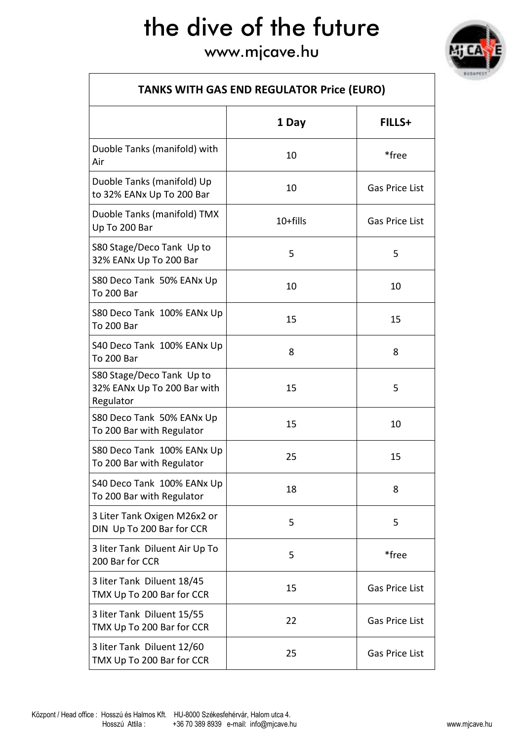# the dive of the future

www.mjcave.hu

| TANKS WITH GAS END REGULATOR Price (EURO) | | |
|---|---|---|
| | **1 Day** | **FILLS+** |
| Duoble Tanks (manifold) with Air | 10 | *free |
| Duoble Tanks (manifold) Up to 32% EANx Up To 200 Bar | 10 | Gas Price List |
| Duoble Tanks (manifold) TMX Up To 200 Bar | 10+fills | Gas Price List |
| S80 Stage/Deco Tank Up to 32% EANx Up To 200 Bar | 5 | 5 |
| S80 Deco Tank 50% EANx Up To 200 Bar | 10 | 10 |
| S80 Deco Tank 100% EANx Up To 200 Bar | 15 | 15 |
| S40 Deco Tank 100% EANx Up To 200 Bar | 8 | 8 |
| S80 Stage/Deco Tank Up to 32% EANx Up To 200 Bar with Regulator | 15 | 5 |
| S80 Deco Tank 50% EANx Up To 200 Bar with Regulator | 15 | 10 |
| S80 Deco Tank 100% EANx Up To 200 Bar with Regulator | 25 | 15 |
| S40 Deco Tank 100% EANx Up To 200 Bar with Regulator | 18 | 8 |
| 3 Liter Tank Oxigen M26x2 or DIN Up To 200 Bar for CCR | 5 | 5 |
| 3 liter Tank Diluent Air Up To 200 Bar for CCR | 5 | *free |
| 3 liter Tank Diluent 18/45 TMX Up To 200 Bar for CCR | 15 | Gas Price List |
| 3 liter Tank Diluent 15/55 TMX Up To 200 Bar for CCR | 22 | Gas Price List |
| 3 liter Tank Diluent 12/60 TMX Up To 200 Bar for CCR | 25 | Gas Price List |

Központ / Head office : Hosszú és Halmos Kft. HU-8000 Székesfehérvár, Halom utca 4.
Hosszú Attila : +36 70 389 8939 e-mail: info@mjcave.hu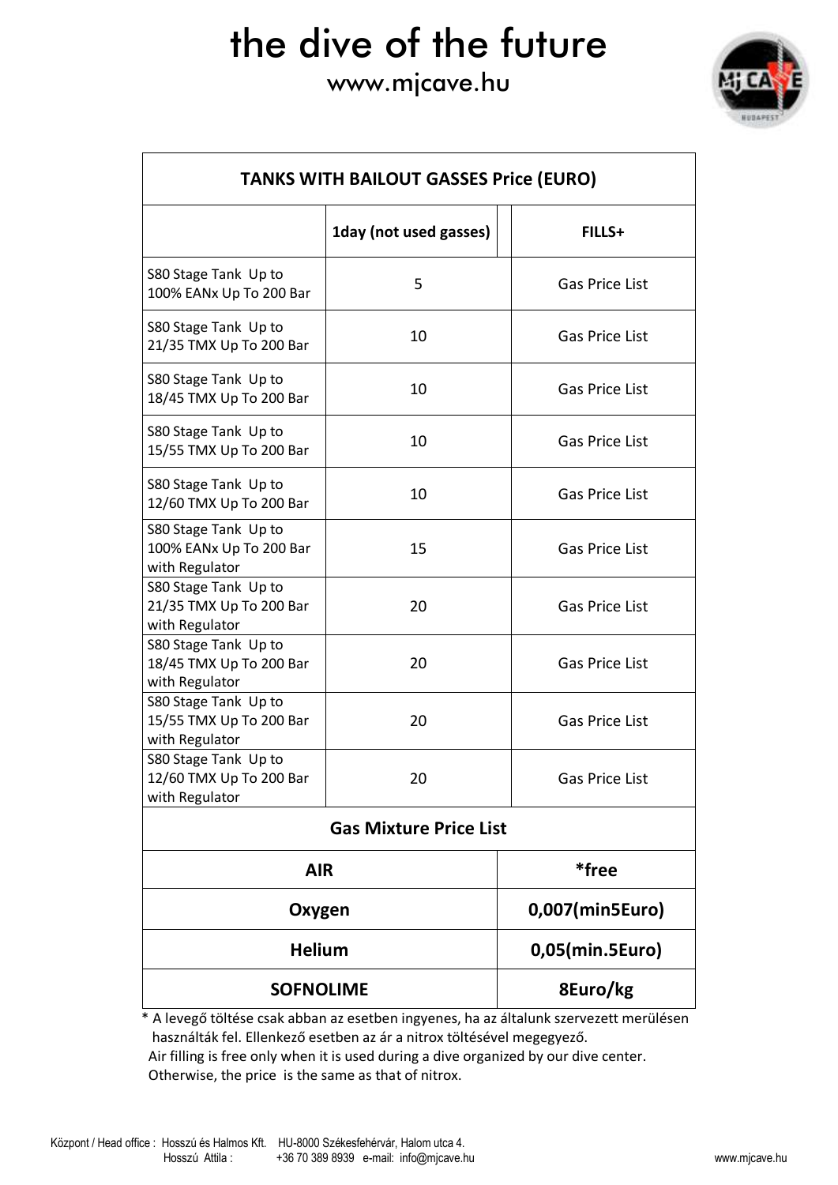# the dive of the future

www.mjcave.hu

| TANKS WITH BAILOUT GASSES Price (EURO) | | |
|---|---|---|
| | 1day (not used gasses) | FILLS+ |
| S80 Stage Tank Up to 100% EANx Up To 200 Bar | 5 | Gas Price List |
| S80 Stage Tank Up to 21/35 TMX Up To 200 Bar | 10 | Gas Price List |
| S80 Stage Tank Up to 18/45 TMX Up To 200 Bar | 10 | Gas Price List |
| S80 Stage Tank Up to 15/55 TMX Up To 200 Bar | 10 | Gas Price List |
| S80 Stage Tank Up to 12/60 TMX Up To 200 Bar | 10 | Gas Price List |
| S80 Stage Tank Up to 100% EANx Up To 200 Bar with Regulator | 15 | Gas Price List |
| S80 Stage Tank Up to 21/35 TMX Up To 200 Bar with Regulator | 20 | Gas Price List |
| S80 Stage Tank Up to 18/45 TMX Up To 200 Bar with Regulator | 20 | Gas Price List |
| S80 Stage Tank Up to 15/55 TMX Up To 200 Bar with Regulator | 20 | Gas Price List |
| S80 Stage Tank Up to 12/60 TMX Up To 200 Bar with Regulator | 20 | Gas Price List |

| Gas Mixture Price List | |
|---|---|
| **AIR** | ***free** |
| **Oxygen** | **0,007(min5Euro)** |
| **Helium** | **0,05(min.5Euro)** |
| **SOFNOLIME** | **8Euro/kg** |

* A levegő töltése csak abban az esetben ingyenes, ha az általunk szervezett merülésen használták fel. Ellenkező esetben az ár a nitrox töltésével megegyező.
Air filling is free only when it is used during a dive organized by our dive center. Otherwise, the price is the same as that of nitrox.

Központ / Head office : Hosszú és Halmos Kft. HU-8000 Székesfehérvár, Halom utca 4.
Hosszú Attila : +36 70 389 8939 e-mail: info@mjcave.hu

www.mjcave.hu